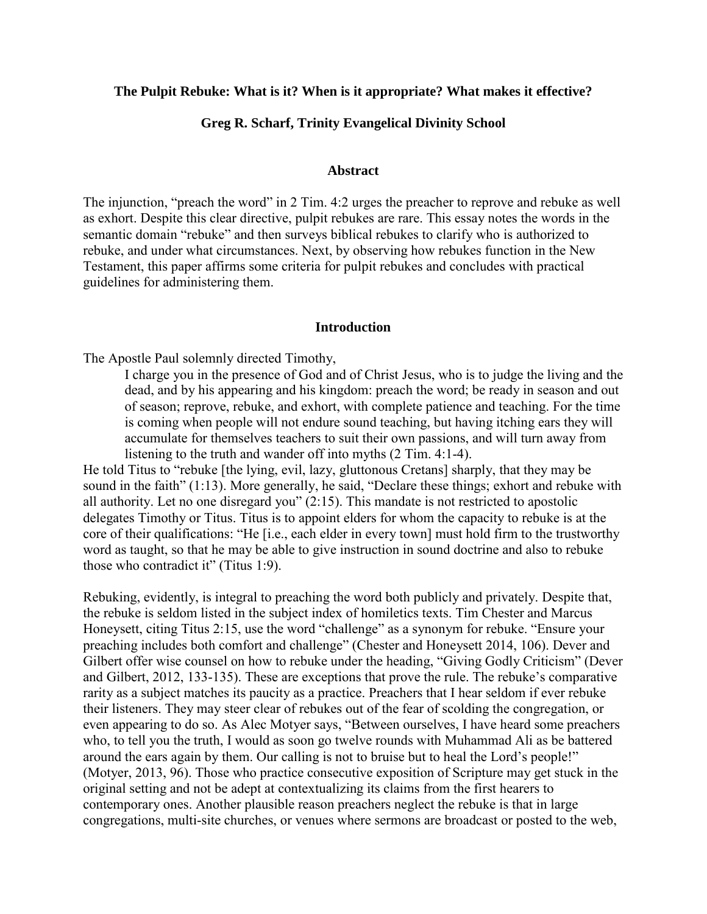**The Pulpit Rebuke: What is it? When is it appropriate? What makes it effective?**

**Greg R. Scharf, Trinity Evangelical Divinity School**

## Abstract

The injunction, "preach the word" in 2 Tim. 4:2 urges the preacher to reprove and rebuke as well as exhort. Despite this clear directive, pulpit rebukes are rare. This essay notes the words in the semantic domain "rebuke" and then surveys biblical rebukes to clarify who is authorized to rebuke, and under what circumstances. Next, by observing how rebukes function in the New Testament, this paper affirms some criteria for pulpit rebukes and concludes with practical guidelines for administering them.

## Introduction

The Apostle Paul solemnly directed Timothy,

> I charge you in the presence of God and of Christ Jesus, who is to judge the living and the dead, and by his appearing and his kingdom: preach the word; be ready in season and out of season; reprove, rebuke, and exhort, with complete patience and teaching. For the time is coming when people will not endure sound teaching, but having itching ears they will accumulate for themselves teachers to suit their own passions, and will turn away from listening to the truth and wander off into myths (2 Tim. 4:1-4).

He told Titus to "rebuke [the lying, evil, lazy, gluttonous Cretans] sharply, that they may be sound in the faith" (1:13). More generally, he said, "Declare these things; exhort and rebuke with all authority. Let no one disregard you" (2:15). This mandate is not restricted to apostolic delegates Timothy or Titus. Titus is to appoint elders for whom the capacity to rebuke is at the core of their qualifications: "He [i.e., each elder in every town] must hold firm to the trustworthy word as taught, so that he may be able to give instruction in sound doctrine and also to rebuke those who contradict it" (Titus 1:9).

Rebuking, evidently, is integral to preaching the word both publicly and privately. Despite that, the rebuke is seldom listed in the subject index of homiletics texts. Tim Chester and Marcus Honeysett, citing Titus 2:15, use the word "challenge" as a synonym for rebuke. "Ensure your preaching includes both comfort and challenge" (Chester and Honeysett 2014, 106). Dever and Gilbert offer wise counsel on how to rebuke under the heading, "Giving Godly Criticism" (Dever and Gilbert, 2012, 133-135). These are exceptions that prove the rule. The rebuke's comparative rarity as a subject matches its paucity as a practice. Preachers that I hear seldom if ever rebuke their listeners. They may steer clear of rebukes out of the fear of scolding the congregation, or even appearing to do so. As Alec Motyer says, "Between ourselves, I have heard some preachers who, to tell you the truth, I would as soon go twelve rounds with Muhammad Ali as be battered around the ears again by them. Our calling is not to bruise but to heal the Lord's people!" (Motyer, 2013, 96). Those who practice consecutive exposition of Scripture may get stuck in the original setting and not be adept at contextualizing its claims from the first hearers to contemporary ones. Another plausible reason preachers neglect the rebuke is that in large congregations, multi-site churches, or venues where sermons are broadcast or posted to the web,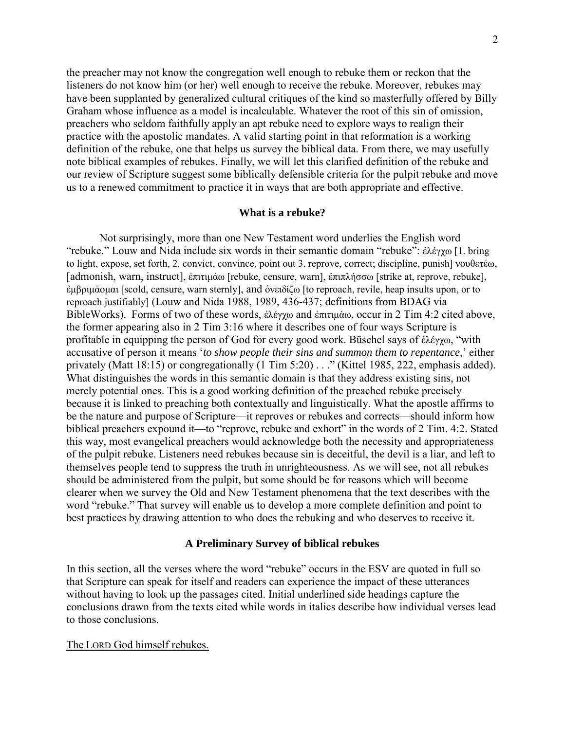the preacher may not know the congregation well enough to rebuke them or reckon that the listeners do not know him (or her) well enough to receive the rebuke. Moreover, rebukes may have been supplanted by generalized cultural critiques of the kind so masterfully offered by Billy Graham whose influence as a model is incalculable. Whatever the root of this sin of omission, preachers who seldom faithfully apply an apt rebuke need to explore ways to realign their practice with the apostolic mandates. A valid starting point in that reformation is a working definition of the rebuke, one that helps us survey the biblical data. From there, we may usefully note biblical examples of rebukes. Finally, we will let this clarified definition of the rebuke and our review of Scripture suggest some biblically defensible criteria for the pulpit rebuke and move us to a renewed commitment to practice it in ways that are both appropriate and effective.

## What is a rebuke?

Not surprisingly, more than one New Testament word underlies the English word "rebuke." Louw and Nida include six words in their semantic domain "rebuke": ἐλέγχω [1. bring to light, expose, set forth, 2. convict, convince, point out 3. reprove, correct; discipline, punish] νουθετέω, [admonish, warn, instruct], ἐπιτιμάω [rebuke, censure, warn], ἐπιπλήσσω [strike at, reprove, rebuke], ἐμβριμάομαι [scold, censure, warn sternly], and ὀνειδίζω [to reproach, revile, heap insults upon, or to reproach justifiably] (Louw and Nida 1988, 1989, 436-437; definitions from BDAG via BibleWorks). Forms of two of these words, ἐλέγχω and ἐπιτιμάω, occur in 2 Tim 4:2 cited above, the former appearing also in 2 Tim 3:16 where it describes one of four ways Scripture is profitable in equipping the person of God for every good work. Büschel says of ἐλέγχω, "with accusative of person it means '*to show people their sins and summon them to repentance,*' either privately (Matt 18:15) or congregationally (1 Tim 5:20) . . ." (Kittel 1985, 222, emphasis added). What distinguishes the words in this semantic domain is that they address existing sins, not merely potential ones. This is a good working definition of the preached rebuke precisely because it is linked to preaching both contextually and linguistically. What the apostle affirms to be the nature and purpose of Scripture—it reproves or rebukes and corrects—should inform how biblical preachers expound it—to "reprove, rebuke and exhort" in the words of 2 Tim. 4:2. Stated this way, most evangelical preachers would acknowledge both the necessity and appropriateness of the pulpit rebuke. Listeners need rebukes because sin is deceitful, the devil is a liar, and left to themselves people tend to suppress the truth in unrighteousness. As we will see, not all rebukes should be administered from the pulpit, but some should be for reasons which will become clearer when we survey the Old and New Testament phenomena that the text describes with the word "rebuke." That survey will enable us to develop a more complete definition and point to best practices by drawing attention to who does the rebuking and who deserves to receive it.

## A Preliminary Survey of biblical rebukes

In this section, all the verses where the word "rebuke" occurs in the ESV are quoted in full so that Scripture can speak for itself and readers can experience the impact of these utterances without having to look up the passages cited. Initial underlined side headings capture the conclusions drawn from the texts cited while words in italics describe how individual verses lead to those conclusions.

The LORD God himself rebukes.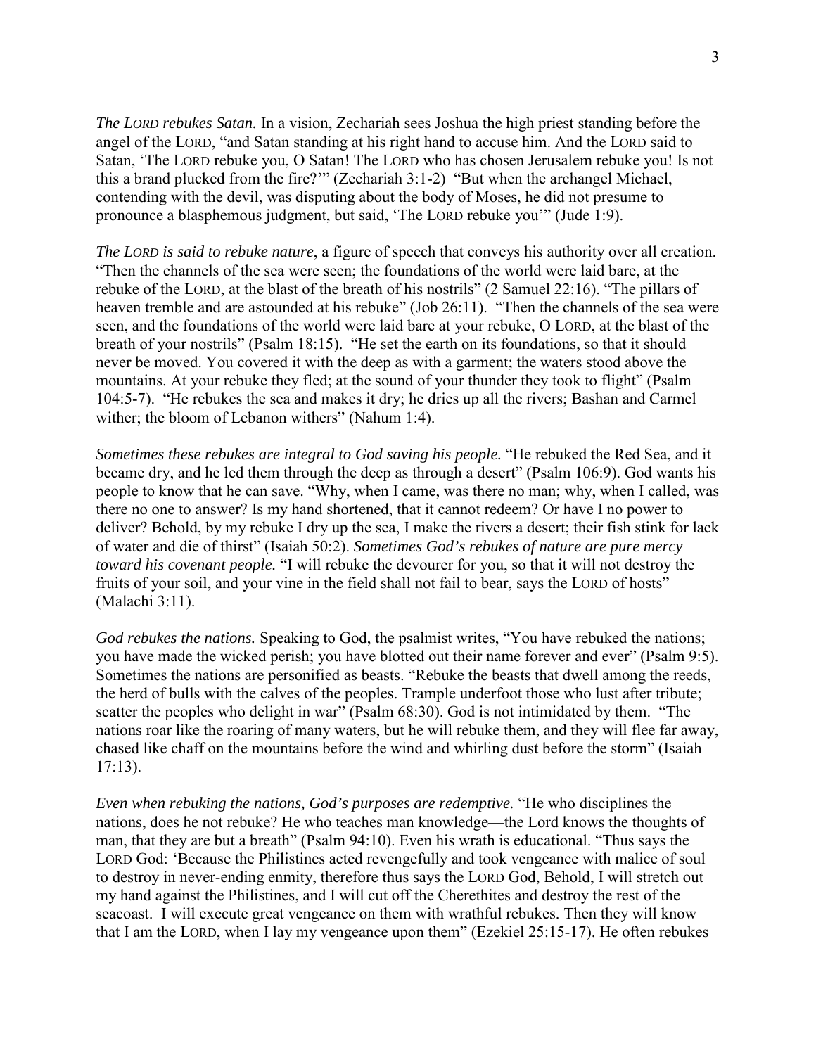*The LORD rebukes Satan.* In a vision, Zechariah sees Joshua the high priest standing before the angel of the LORD, "and Satan standing at his right hand to accuse him. And the LORD said to Satan, 'The LORD rebuke you, O Satan! The LORD who has chosen Jerusalem rebuke you! Is not this a brand plucked from the fire?'" (Zechariah 3:1-2) "But when the archangel Michael, contending with the devil, was disputing about the body of Moses, he did not presume to pronounce a blasphemous judgment, but said, 'The LORD rebuke you'" (Jude 1:9).

*The LORD is said to rebuke nature*, a figure of speech that conveys his authority over all creation. "Then the channels of the sea were seen; the foundations of the world were laid bare, at the rebuke of the LORD, at the blast of the breath of his nostrils" (2 Samuel 22:16). "The pillars of heaven tremble and are astounded at his rebuke" (Job 26:11). "Then the channels of the sea were seen, and the foundations of the world were laid bare at your rebuke, O LORD, at the blast of the breath of your nostrils" (Psalm 18:15). "He set the earth on its foundations, so that it should never be moved. You covered it with the deep as with a garment; the waters stood above the mountains. At your rebuke they fled; at the sound of your thunder they took to flight" (Psalm 104:5-7). "He rebukes the sea and makes it dry; he dries up all the rivers; Bashan and Carmel wither; the bloom of Lebanon withers" (Nahum 1:4).

*Sometimes these rebukes are integral to God saving his people.* "He rebuked the Red Sea, and it became dry, and he led them through the deep as through a desert" (Psalm 106:9). God wants his people to know that he can save. "Why, when I came, was there no man; why, when I called, was there no one to answer? Is my hand shortened, that it cannot redeem? Or have I no power to deliver? Behold, by my rebuke I dry up the sea, I make the rivers a desert; their fish stink for lack of water and die of thirst" (Isaiah 50:2). *Sometimes God's rebukes of nature are pure mercy toward his covenant people.* "I will rebuke the devourer for you, so that it will not destroy the fruits of your soil, and your vine in the field shall not fail to bear, says the LORD of hosts" (Malachi 3:11).

*God rebukes the nations.* Speaking to God, the psalmist writes, "You have rebuked the nations; you have made the wicked perish; you have blotted out their name forever and ever" (Psalm 9:5). Sometimes the nations are personified as beasts. "Rebuke the beasts that dwell among the reeds, the herd of bulls with the calves of the peoples. Trample underfoot those who lust after tribute; scatter the peoples who delight in war" (Psalm 68:30). God is not intimidated by them. "The nations roar like the roaring of many waters, but he will rebuke them, and they will flee far away, chased like chaff on the mountains before the wind and whirling dust before the storm" (Isaiah 17:13).

*Even when rebuking the nations, God's purposes are redemptive.* "He who disciplines the nations, does he not rebuke? He who teaches man knowledge—the Lord knows the thoughts of man, that they are but a breath" (Psalm 94:10). Even his wrath is educational. "Thus says the LORD God: 'Because the Philistines acted revengefully and took vengeance with malice of soul to destroy in never-ending enmity, therefore thus says the LORD God, Behold, I will stretch out my hand against the Philistines, and I will cut off the Cherethites and destroy the rest of the seacoast. I will execute great vengeance on them with wrathful rebukes. Then they will know that I am the LORD, when I lay my vengeance upon them" (Ezekiel 25:15-17). He often rebukes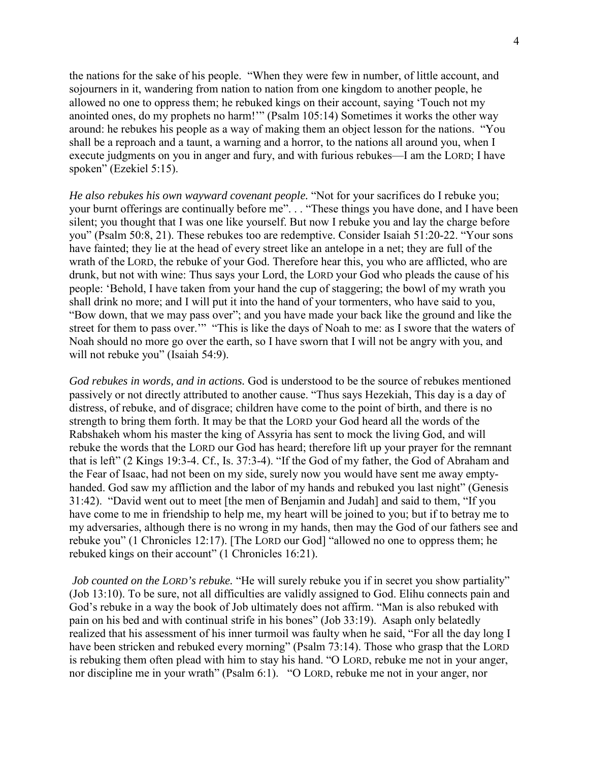the nations for the sake of his people. "When they were few in number, of little account, and sojourners in it, wandering from nation to nation from one kingdom to another people, he allowed no one to oppress them; he rebuked kings on their account, saying 'Touch not my anointed ones, do my prophets no harm!'" (Psalm 105:14) Sometimes it works the other way around: he rebukes his people as a way of making them an object lesson for the nations. "You shall be a reproach and a taunt, a warning and a horror, to the nations all around you, when I execute judgments on you in anger and fury, and with furious rebukes—I am the LORD; I have spoken" (Ezekiel 5:15).

*He also rebukes his own wayward covenant people.* "Not for your sacrifices do I rebuke you; your burnt offerings are continually before me". . . "These things you have done, and I have been silent; you thought that I was one like yourself. But now I rebuke you and lay the charge before you" (Psalm 50:8, 21). These rebukes too are redemptive. Consider Isaiah 51:20-22. "Your sons have fainted; they lie at the head of every street like an antelope in a net; they are full of the wrath of the LORD, the rebuke of your God. Therefore hear this, you who are afflicted, who are drunk, but not with wine: Thus says your Lord, the LORD your God who pleads the cause of his people: 'Behold, I have taken from your hand the cup of staggering; the bowl of my wrath you shall drink no more; and I will put it into the hand of your tormenters, who have said to you, "Bow down, that we may pass over"; and you have made your back like the ground and like the street for them to pass over.'" "This is like the days of Noah to me: as I swore that the waters of Noah should no more go over the earth, so I have sworn that I will not be angry with you, and will not rebuke you" (Isaiah 54:9).

*God rebukes in words, and in actions.* God is understood to be the source of rebukes mentioned passively or not directly attributed to another cause. "Thus says Hezekiah, This day is a day of distress, of rebuke, and of disgrace; children have come to the point of birth, and there is no strength to bring them forth. It may be that the LORD your God heard all the words of the Rabshakeh whom his master the king of Assyria has sent to mock the living God, and will rebuke the words that the LORD our God has heard; therefore lift up your prayer for the remnant that is left" (2 Kings 19:3-4. Cf., Is. 37:3-4). "If the God of my father, the God of Abraham and the Fear of Isaac, had not been on my side, surely now you would have sent me away empty-handed. God saw my affliction and the labor of my hands and rebuked you last night" (Genesis 31:42). "David went out to meet [the men of Benjamin and Judah] and said to them, "If you have come to me in friendship to help me, my heart will be joined to you; but if to betray me to my adversaries, although there is no wrong in my hands, then may the God of our fathers see and rebuke you" (1 Chronicles 12:17). [The LORD our God] "allowed no one to oppress them; he rebuked kings on their account" (1 Chronicles 16:21).

*Job counted on the LORD's rebuke.* "He will surely rebuke you if in secret you show partiality" (Job 13:10). To be sure, not all difficulties are validly assigned to God. Elihu connects pain and God's rebuke in a way the book of Job ultimately does not affirm. "Man is also rebuked with pain on his bed and with continual strife in his bones" (Job 33:19). Asaph only belatedly realized that his assessment of his inner turmoil was faulty when he said, "For all the day long I have been stricken and rebuked every morning" (Psalm 73:14). Those who grasp that the LORD is rebuking them often plead with him to stay his hand. "O LORD, rebuke me not in your anger, nor discipline me in your wrath" (Psalm 6:1). "O LORD, rebuke me not in your anger, nor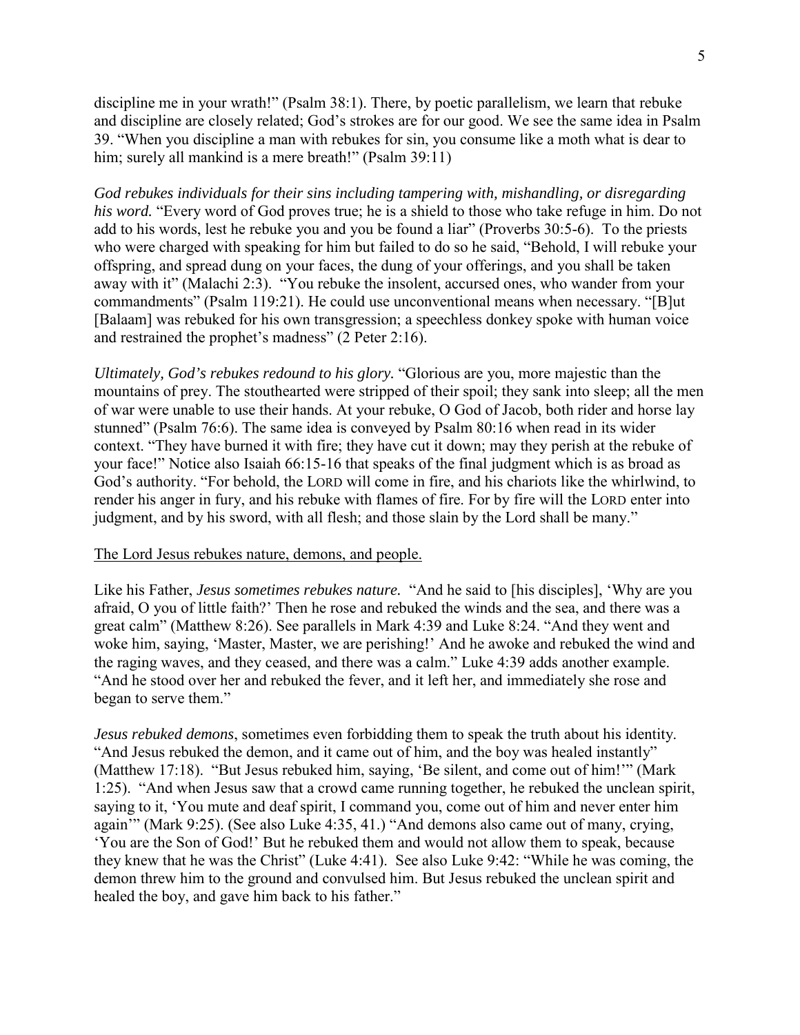discipline me in your wrath!" (Psalm 38:1). There, by poetic parallelism, we learn that rebuke and discipline are closely related; God's strokes are for our good. We see the same idea in Psalm 39. "When you discipline a man with rebukes for sin, you consume like a moth what is dear to him; surely all mankind is a mere breath!" (Psalm 39:11)

*God rebukes individuals for their sins including tampering with, mishandling, or disregarding his word.* "Every word of God proves true; he is a shield to those who take refuge in him. Do not add to his words, lest he rebuke you and you be found a liar" (Proverbs 30:5-6). To the priests who were charged with speaking for him but failed to do so he said, "Behold, I will rebuke your offspring, and spread dung on your faces, the dung of your offerings, and you shall be taken away with it" (Malachi 2:3). "You rebuke the insolent, accursed ones, who wander from your commandments" (Psalm 119:21). He could use unconventional means when necessary. "[B]ut [Balaam] was rebuked for his own transgression; a speechless donkey spoke with human voice and restrained the prophet's madness" (2 Peter 2:16).

*Ultimately, God's rebukes redound to his glory.* "Glorious are you, more majestic than the mountains of prey. The stouthearted were stripped of their spoil; they sank into sleep; all the men of war were unable to use their hands. At your rebuke, O God of Jacob, both rider and horse lay stunned" (Psalm 76:6). The same idea is conveyed by Psalm 80:16 when read in its wider context. "They have burned it with fire; they have cut it down; may they perish at the rebuke of your face!" Notice also Isaiah 66:15-16 that speaks of the final judgment which is as broad as God's authority. "For behold, the LORD will come in fire, and his chariots like the whirlwind, to render his anger in fury, and his rebuke with flames of fire. For by fire will the LORD enter into judgment, and by his sword, with all flesh; and those slain by the Lord shall be many."

<u>The Lord Jesus rebukes nature, demons, and people.</u>

Like his Father, *Jesus sometimes rebukes nature.* "And he said to [his disciples], 'Why are you afraid, O you of little faith?' Then he rose and rebuked the winds and the sea, and there was a great calm" (Matthew 8:26). See parallels in Mark 4:39 and Luke 8:24. "And they went and woke him, saying, 'Master, Master, we are perishing!' And he awoke and rebuked the wind and the raging waves, and they ceased, and there was a calm." Luke 4:39 adds another example. "And he stood over her and rebuked the fever, and it left her, and immediately she rose and began to serve them."

*Jesus rebuked demons*, sometimes even forbidding them to speak the truth about his identity. "And Jesus rebuked the demon, and it came out of him, and the boy was healed instantly" (Matthew 17:18). "But Jesus rebuked him, saying, 'Be silent, and come out of him!'" (Mark 1:25). "And when Jesus saw that a crowd came running together, he rebuked the unclean spirit, saying to it, 'You mute and deaf spirit, I command you, come out of him and never enter him again'" (Mark 9:25). (See also Luke 4:35, 41.) "And demons also came out of many, crying, 'You are the Son of God!' But he rebuked them and would not allow them to speak, because they knew that he was the Christ" (Luke 4:41). See also Luke 9:42: "While he was coming, the demon threw him to the ground and convulsed him. But Jesus rebuked the unclean spirit and healed the boy, and gave him back to his father."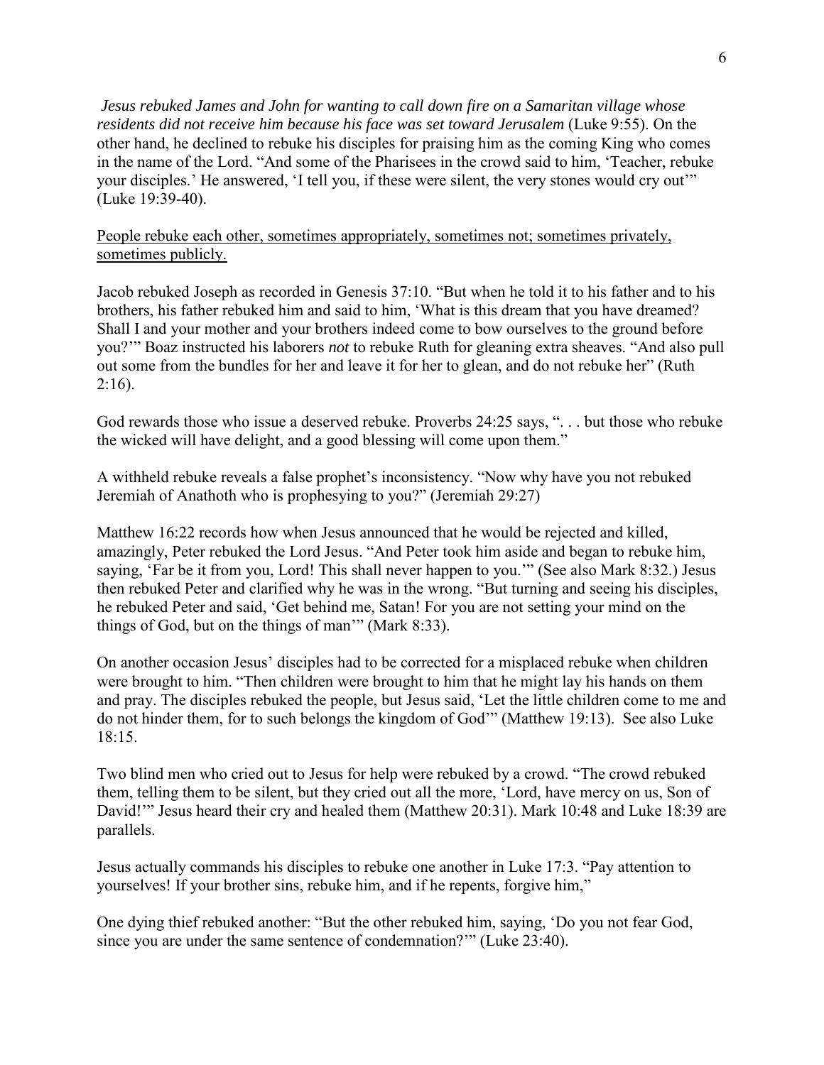*Jesus rebuked James and John for wanting to call down fire on a Samaritan village whose residents did not receive him because his face was set toward Jerusalem* (Luke 9:55). On the other hand, he declined to rebuke his disciples for praising him as the coming King who comes in the name of the Lord. “And some of the Pharisees in the crowd said to him, ‘Teacher, rebuke your disciples.’ He answered, ‘I tell you, if these were silent, the very stones would cry out’” (Luke 19:39-40).

<u>People rebuke each other, sometimes appropriately, sometimes not; sometimes privately, sometimes publicly.</u>

Jacob rebuked Joseph as recorded in Genesis 37:10. “But when he told it to his father and to his brothers, his father rebuked him and said to him, ‘What is this dream that you have dreamed? Shall I and your mother and your brothers indeed come to bow ourselves to the ground before you?’” Boaz instructed his laborers *not* to rebuke Ruth for gleaning extra sheaves. “And also pull out some from the bundles for her and leave it for her to glean, and do not rebuke her” (Ruth 2:16).

God rewards those who issue a deserved rebuke. Proverbs 24:25 says, “. . . but those who rebuke the wicked will have delight, and a good blessing will come upon them.”

A withheld rebuke reveals a false prophet’s inconsistency. “Now why have you not rebuked Jeremiah of Anathoth who is prophesying to you?” (Jeremiah 29:27)

Matthew 16:22 records how when Jesus announced that he would be rejected and killed, amazingly, Peter rebuked the Lord Jesus. “And Peter took him aside and began to rebuke him, saying, ‘Far be it from you, Lord! This shall never happen to you.’” (See also Mark 8:32.) Jesus then rebuked Peter and clarified why he was in the wrong. “But turning and seeing his disciples, he rebuked Peter and said, ‘Get behind me, Satan! For you are not setting your mind on the things of God, but on the things of man’” (Mark 8:33).

On another occasion Jesus’ disciples had to be corrected for a misplaced rebuke when children were brought to him. “Then children were brought to him that he might lay his hands on them and pray. The disciples rebuked the people, but Jesus said, ‘Let the little children come to me and do not hinder them, for to such belongs the kingdom of God’” (Matthew 19:13). See also Luke 18:15.

Two blind men who cried out to Jesus for help were rebuked by a crowd. “The crowd rebuked them, telling them to be silent, but they cried out all the more, ‘Lord, have mercy on us, Son of David!’” Jesus heard their cry and healed them (Matthew 20:31). Mark 10:48 and Luke 18:39 are parallels.

Jesus actually commands his disciples to rebuke one another in Luke 17:3. “Pay attention to yourselves! If your brother sins, rebuke him, and if he repents, forgive him,”

One dying thief rebuked another: “But the other rebuked him, saying, ‘Do you not fear God, since you are under the same sentence of condemnation?’” (Luke 23:40).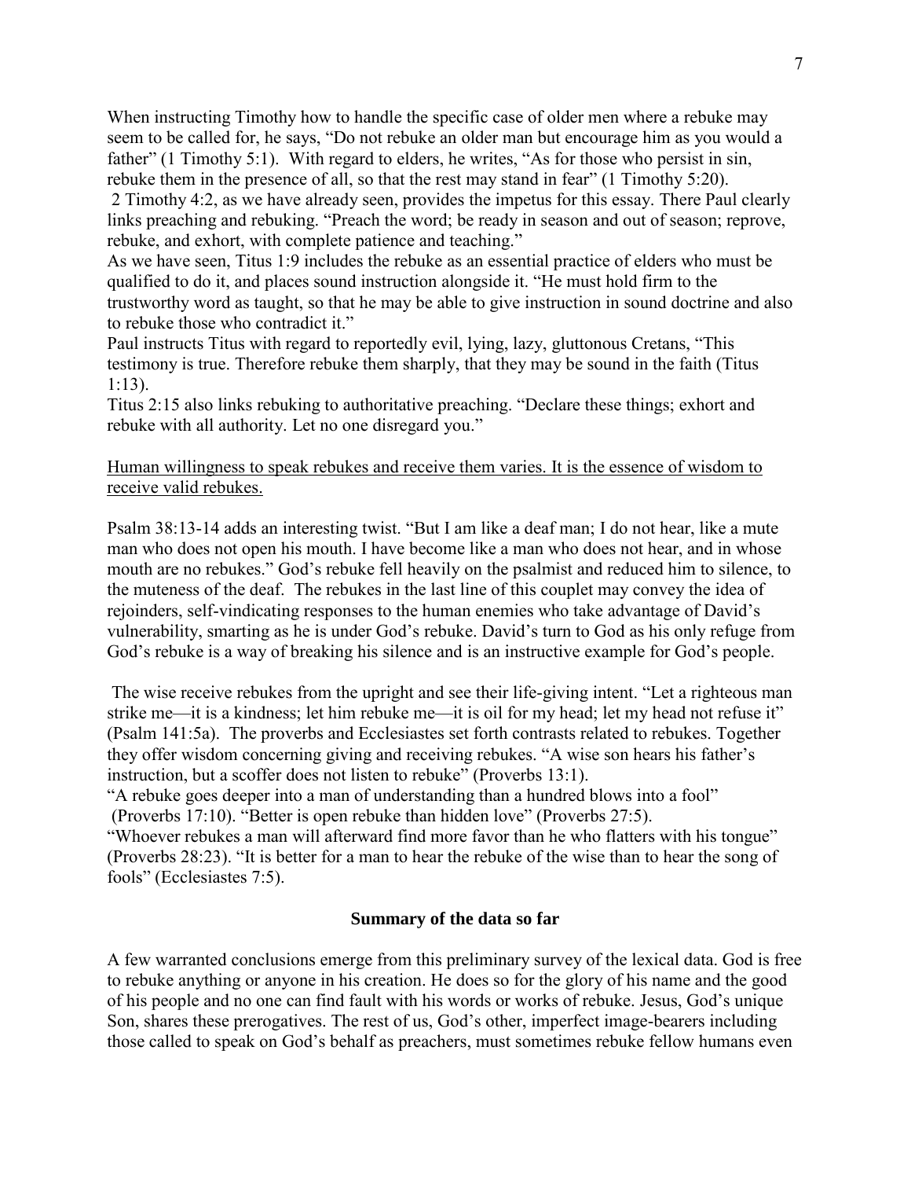When instructing Timothy how to handle the specific case of older men where a rebuke may seem to be called for, he says, "Do not rebuke an older man but encourage him as you would a father" (1 Timothy 5:1). With regard to elders, he writes, "As for those who persist in sin, rebuke them in the presence of all, so that the rest may stand in fear" (1 Timothy 5:20).

2 Timothy 4:2, as we have already seen, provides the impetus for this essay. There Paul clearly links preaching and rebuking. "Preach the word; be ready in season and out of season; reprove, rebuke, and exhort, with complete patience and teaching."

As we have seen, Titus 1:9 includes the rebuke as an essential practice of elders who must be qualified to do it, and places sound instruction alongside it. "He must hold firm to the trustworthy word as taught, so that he may be able to give instruction in sound doctrine and also to rebuke those who contradict it."

Paul instructs Titus with regard to reportedly evil, lying, lazy, gluttonous Cretans, "This testimony is true. Therefore rebuke them sharply, that they may be sound in the faith (Titus 1:13).

Titus 2:15 also links rebuking to authoritative preaching. "Declare these things; exhort and rebuke with all authority. Let no one disregard you."

<u>Human willingness to speak rebukes and receive them varies. It is the essence of wisdom to receive valid rebukes.</u>

Psalm 38:13-14 adds an interesting twist. "But I am like a deaf man; I do not hear, like a mute man who does not open his mouth. I have become like a man who does not hear, and in whose mouth are no rebukes." God's rebuke fell heavily on the psalmist and reduced him to silence, to the muteness of the deaf. The rebukes in the last line of this couplet may convey the idea of rejoinders, self-vindicating responses to the human enemies who take advantage of David's vulnerability, smarting as he is under God's rebuke. David's turn to God as his only refuge from God's rebuke is a way of breaking his silence and is an instructive example for God's people.

The wise receive rebukes from the upright and see their life-giving intent. "Let a righteous man strike me—it is a kindness; let him rebuke me—it is oil for my head; let my head not refuse it" (Psalm 141:5a). The proverbs and Ecclesiastes set forth contrasts related to rebukes. Together they offer wisdom concerning giving and receiving rebukes. "A wise son hears his father's instruction, but a scoffer does not listen to rebuke" (Proverbs 13:1).

"A rebuke goes deeper into a man of understanding than a hundred blows into a fool" (Proverbs 17:10). "Better is open rebuke than hidden love" (Proverbs 27:5).

"Whoever rebukes a man will afterward find more favor than he who flatters with his tongue" (Proverbs 28:23). "It is better for a man to hear the rebuke of the wise than to hear the song of fools" (Ecclesiastes 7:5).

**Summary of the data so far**

A few warranted conclusions emerge from this preliminary survey of the lexical data. God is free to rebuke anything or anyone in his creation. He does so for the glory of his name and the good of his people and no one can find fault with his words or works of rebuke. Jesus, God's unique Son, shares these prerogatives. The rest of us, God's other, imperfect image-bearers including those called to speak on God's behalf as preachers, must sometimes rebuke fellow humans even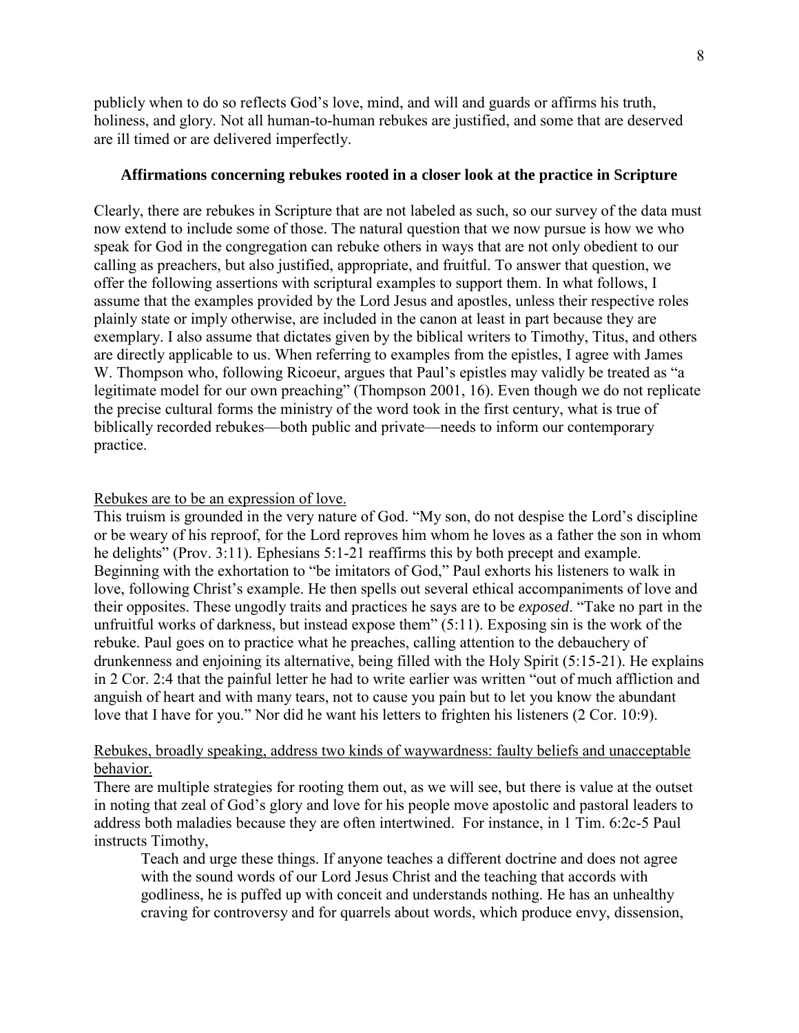publicly when to do so reflects God's love, mind, and will and guards or affirms his truth, holiness, and glory. Not all human-to-human rebukes are justified, and some that are deserved are ill timed or are delivered imperfectly.

### Affirmations concerning rebukes rooted in a closer look at the practice in Scripture

Clearly, there are rebukes in Scripture that are not labeled as such, so our survey of the data must now extend to include some of those. The natural question that we now pursue is how we who speak for God in the congregation can rebuke others in ways that are not only obedient to our calling as preachers, but also justified, appropriate, and fruitful. To answer that question, we offer the following assertions with scriptural examples to support them. In what follows, I assume that the examples provided by the Lord Jesus and apostles, unless their respective roles plainly state or imply otherwise, are included in the canon at least in part because they are exemplary. I also assume that dictates given by the biblical writers to Timothy, Titus, and others are directly applicable to us. When referring to examples from the epistles, I agree with James W. Thompson who, following Ricoeur, argues that Paul's epistles may validly be treated as "a legitimate model for our own preaching" (Thompson 2001, 16). Even though we do not replicate the precise cultural forms the ministry of the word took in the first century, what is true of biblically recorded rebukes—both public and private—needs to inform our contemporary practice.

<u>Rebukes are to be an expression of love.</u>

This truism is grounded in the very nature of God. "My son, do not despise the Lord's discipline or be weary of his reproof, for the Lord reproves him whom he loves as a father the son in whom he delights" (Prov. 3:11). Ephesians 5:1-21 reaffirms this by both precept and example. Beginning with the exhortation to "be imitators of God," Paul exhorts his listeners to walk in love, following Christ's example. He then spells out several ethical accompaniments of love and their opposites. These ungodly traits and practices he says are to be *exposed*. "Take no part in the unfruitful works of darkness, but instead expose them" (5:11). Exposing sin is the work of the rebuke. Paul goes on to practice what he preaches, calling attention to the debauchery of drunkenness and enjoining its alternative, being filled with the Holy Spirit (5:15-21). He explains in 2 Cor. 2:4 that the painful letter he had to write earlier was written "out of much affliction and anguish of heart and with many tears, not to cause you pain but to let you know the abundant love that I have for you." Nor did he want his letters to frighten his listeners (2 Cor. 10:9).

<u>Rebukes, broadly speaking, address two kinds of waywardness: faulty beliefs and unacceptable behavior.</u>

There are multiple strategies for rooting them out, as we will see, but there is value at the outset in noting that zeal of God's glory and love for his people move apostolic and pastoral leaders to address both maladies because they are often intertwined. For instance, in 1 Tim. 6:2c-5 Paul instructs Timothy,

> Teach and urge these things. If anyone teaches a different doctrine and does not agree with the sound words of our Lord Jesus Christ and the teaching that accords with godliness, he is puffed up with conceit and understands nothing. He has an unhealthy craving for controversy and for quarrels about words, which produce envy, dissension,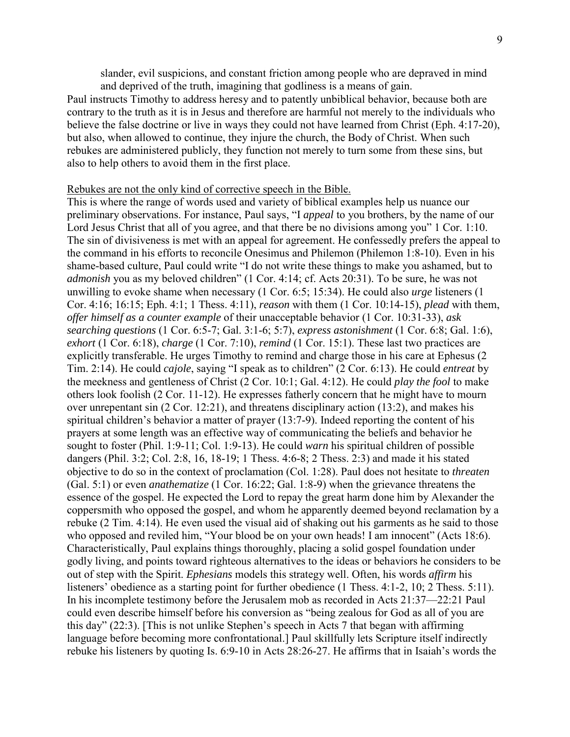> slander, evil suspicions, and constant friction among people who are depraved in mind and deprived of the truth, imagining that godliness is a means of gain.

Paul instructs Timothy to address heresy and to patently unbiblical behavior, because both are contrary to the truth as it is in Jesus and therefore are harmful not merely to the individuals who believe the false doctrine or live in ways they could not have learned from Christ (Eph. 4:17-20), but also, when allowed to continue, they injure the church, the Body of Christ. When such rebukes are administered publicly, they function not merely to turn some from these sins, but also to help others to avoid them in the first place.

<u>Rebukes are not the only kind of corrective speech in the Bible.</u>

This is where the range of words used and variety of biblical examples help us nuance our preliminary observations. For instance, Paul says, "I *appeal* to you brothers, by the name of our Lord Jesus Christ that all of you agree, and that there be no divisions among you" 1 Cor. 1:10. The sin of divisiveness is met with an appeal for agreement. He confessedly prefers the appeal to the command in his efforts to reconcile Onesimus and Philemon (Philemon 1:8-10). Even in his shame-based culture, Paul could write "I do not write these things to make you ashamed, but to *admonish* you as my beloved children" (1 Cor. 4:14; cf. Acts 20:31). To be sure, he was not unwilling to evoke shame when necessary (1 Cor. 6:5; 15:34). He could also *urge* listeners (1 Cor. 4:16; 16:15; Eph. 4:1; 1 Thess. 4:11), *reason* with them (1 Cor. 10:14-15), *plead* with them, *offer himself as a counter example* of their unacceptable behavior (1 Cor. 10:31-33), *ask searching questions* (1 Cor. 6:5-7; Gal. 3:1-6; 5:7), *express astonishment* (1 Cor. 6:8; Gal. 1:6), *exhort* (1 Cor. 6:18), *charge* (1 Cor. 7:10), *remind* (1 Cor. 15:1). These last two practices are explicitly transferable. He urges Timothy to remind and charge those in his care at Ephesus (2 Tim. 2:14). He could *cajole*, saying "I speak as to children" (2 Cor. 6:13). He could *entreat* by the meekness and gentleness of Christ (2 Cor. 10:1; Gal. 4:12). He could *play the fool* to make others look foolish (2 Cor. 11-12). He expresses fatherly concern that he might have to mourn over unrepentant sin (2 Cor. 12:21), and threatens disciplinary action (13:2), and makes his spiritual children's behavior a matter of prayer (13:7-9). Indeed reporting the content of his prayers at some length was an effective way of communicating the beliefs and behavior he sought to foster (Phil. 1:9-11; Col. 1:9-13). He could *warn* his spiritual children of possible dangers (Phil. 3:2; Col. 2:8, 16, 18-19; 1 Thess. 4:6-8; 2 Thess. 2:3) and made it his stated objective to do so in the context of proclamation (Col. 1:28). Paul does not hesitate to *threaten* (Gal. 5:1) or even *anathematize* (1 Cor. 16:22; Gal. 1:8-9) when the grievance threatens the essence of the gospel. He expected the Lord to repay the great harm done him by Alexander the coppersmith who opposed the gospel, and whom he apparently deemed beyond reclamation by a rebuke (2 Tim. 4:14). He even used the visual aid of shaking out his garments as he said to those who opposed and reviled him, "Your blood be on your own heads! I am innocent" (Acts 18:6). Characteristically, Paul explains things thoroughly, placing a solid gospel foundation under godly living, and points toward righteous alternatives to the ideas or behaviors he considers to be out of step with the Spirit. *Ephesians* models this strategy well. Often, his words *affirm* his listeners' obedience as a starting point for further obedience (1 Thess. 4:1-2, 10; 2 Thess. 5:11). In his incomplete testimony before the Jerusalem mob as recorded in Acts 21:37—22:21 Paul could even describe himself before his conversion as "being zealous for God as all of you are this day" (22:3). [This is not unlike Stephen's speech in Acts 7 that began with affirming language before becoming more confrontational.] Paul skillfully lets Scripture itself indirectly rebuke his listeners by quoting Is. 6:9-10 in Acts 28:26-27. He affirms that in Isaiah's words the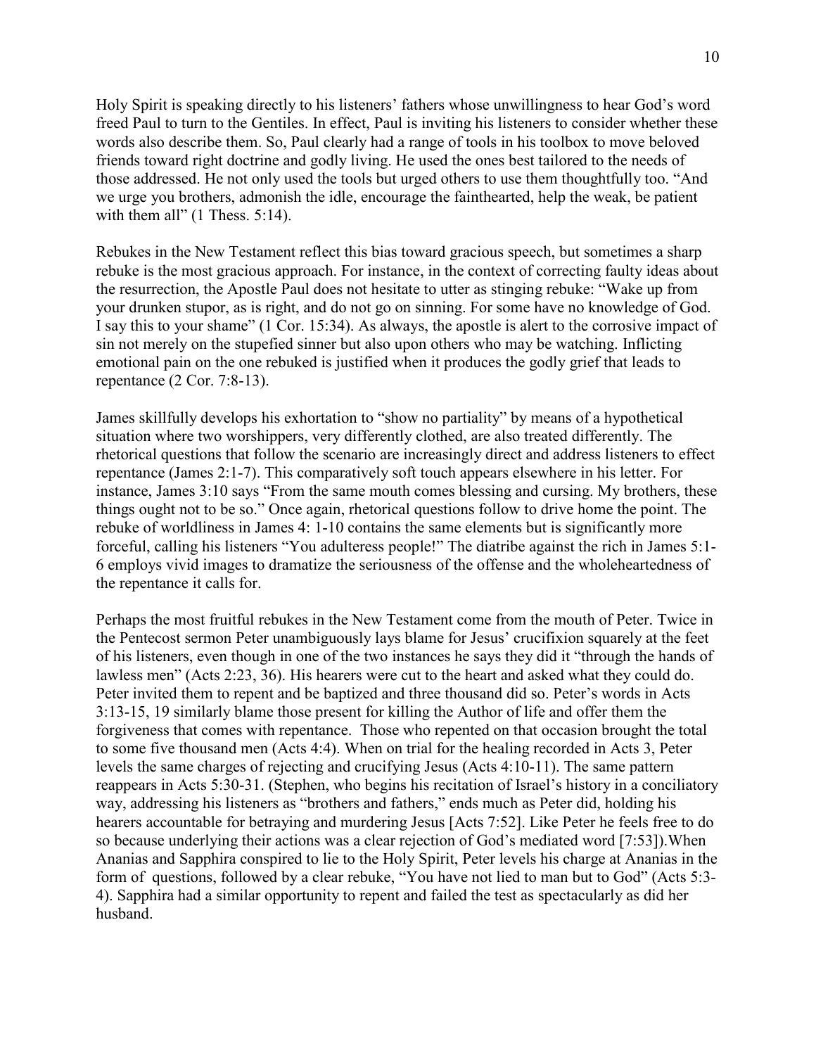Holy Spirit is speaking directly to his listeners' fathers whose unwillingness to hear God's word freed Paul to turn to the Gentiles. In effect, Paul is inviting his listeners to consider whether these words also describe them. So, Paul clearly had a range of tools in his toolbox to move beloved friends toward right doctrine and godly living. He used the ones best tailored to the needs of those addressed. He not only used the tools but urged others to use them thoughtfully too. "And we urge you brothers, admonish the idle, encourage the fainthearted, help the weak, be patient with them all" (1 Thess. 5:14).

Rebukes in the New Testament reflect this bias toward gracious speech, but sometimes a sharp rebuke is the most gracious approach. For instance, in the context of correcting faulty ideas about the resurrection, the Apostle Paul does not hesitate to utter as stinging rebuke: "Wake up from your drunken stupor, as is right, and do not go on sinning. For some have no knowledge of God. I say this to your shame" (1 Cor. 15:34). As always, the apostle is alert to the corrosive impact of sin not merely on the stupefied sinner but also upon others who may be watching. Inflicting emotional pain on the one rebuked is justified when it produces the godly grief that leads to repentance (2 Cor. 7:8-13).

James skillfully develops his exhortation to "show no partiality" by means of a hypothetical situation where two worshippers, very differently clothed, are also treated differently. The rhetorical questions that follow the scenario are increasingly direct and address listeners to effect repentance (James 2:1-7). This comparatively soft touch appears elsewhere in his letter. For instance, James 3:10 says "From the same mouth comes blessing and cursing. My brothers, these things ought not to be so." Once again, rhetorical questions follow to drive home the point. The rebuke of worldliness in James 4: 1-10 contains the same elements but is significantly more forceful, calling his listeners "You adulteress people!" The diatribe against the rich in James 5:1-6 employs vivid images to dramatize the seriousness of the offense and the wholeheartedness of the repentance it calls for.

Perhaps the most fruitful rebukes in the New Testament come from the mouth of Peter. Twice in the Pentecost sermon Peter unambiguously lays blame for Jesus' crucifixion squarely at the feet of his listeners, even though in one of the two instances he says they did it "through the hands of lawless men" (Acts 2:23, 36). His hearers were cut to the heart and asked what they could do. Peter invited them to repent and be baptized and three thousand did so. Peter's words in Acts 3:13-15, 19 similarly blame those present for killing the Author of life and offer them the forgiveness that comes with repentance. Those who repented on that occasion brought the total to some five thousand men (Acts 4:4). When on trial for the healing recorded in Acts 3, Peter levels the same charges of rejecting and crucifying Jesus (Acts 4:10-11). The same pattern reappears in Acts 5:30-31. (Stephen, who begins his recitation of Israel's history in a conciliatory way, addressing his listeners as "brothers and fathers," ends much as Peter did, holding his hearers accountable for betraying and murdering Jesus [Acts 7:52]. Like Peter he feels free to do so because underlying their actions was a clear rejection of God's mediated word [7:53]).When Ananias and Sapphira conspired to lie to the Holy Spirit, Peter levels his charge at Ananias in the form of questions, followed by a clear rebuke, "You have not lied to man but to God" (Acts 5:3-4). Sapphira had a similar opportunity to repent and failed the test as spectacularly as did her husband.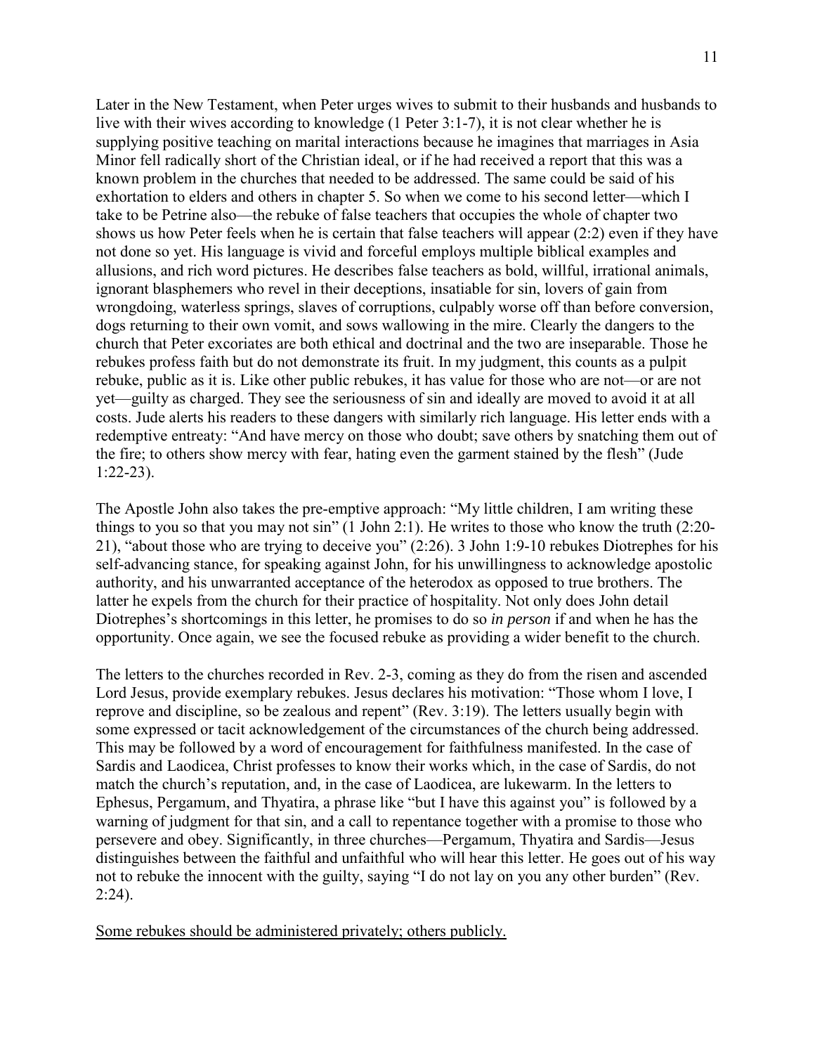Later in the New Testament, when Peter urges wives to submit to their husbands and husbands to live with their wives according to knowledge (1 Peter 3:1-7), it is not clear whether he is supplying positive teaching on marital interactions because he imagines that marriages in Asia Minor fell radically short of the Christian ideal, or if he had received a report that this was a known problem in the churches that needed to be addressed. The same could be said of his exhortation to elders and others in chapter 5. So when we come to his second letter—which I take to be Petrine also—the rebuke of false teachers that occupies the whole of chapter two shows us how Peter feels when he is certain that false teachers will appear (2:2) even if they have not done so yet. His language is vivid and forceful employs multiple biblical examples and allusions, and rich word pictures. He describes false teachers as bold, willful, irrational animals, ignorant blasphemers who revel in their deceptions, insatiable for sin, lovers of gain from wrongdoing, waterless springs, slaves of corruptions, culpably worse off than before conversion, dogs returning to their own vomit, and sows wallowing in the mire. Clearly the dangers to the church that Peter excoriates are both ethical and doctrinal and the two are inseparable. Those he rebukes profess faith but do not demonstrate its fruit. In my judgment, this counts as a pulpit rebuke, public as it is. Like other public rebukes, it has value for those who are not—or are not yet—guilty as charged. They see the seriousness of sin and ideally are moved to avoid it at all costs. Jude alerts his readers to these dangers with similarly rich language. His letter ends with a redemptive entreaty: "And have mercy on those who doubt; save others by snatching them out of the fire; to others show mercy with fear, hating even the garment stained by the flesh" (Jude 1:22-23).

The Apostle John also takes the pre-emptive approach: "My little children, I am writing these things to you so that you may not sin" (1 John 2:1). He writes to those who know the truth (2:20-21), "about those who are trying to deceive you" (2:26). 3 John 1:9-10 rebukes Diotrephes for his self-advancing stance, for speaking against John, for his unwillingness to acknowledge apostolic authority, and his unwarranted acceptance of the heterodox as opposed to true brothers. The latter he expels from the church for their practice of hospitality. Not only does John detail Diotrephes's shortcomings in this letter, he promises to do so *in person* if and when he has the opportunity. Once again, we see the focused rebuke as providing a wider benefit to the church.

The letters to the churches recorded in Rev. 2-3, coming as they do from the risen and ascended Lord Jesus, provide exemplary rebukes. Jesus declares his motivation: "Those whom I love, I reprove and discipline, so be zealous and repent" (Rev. 3:19). The letters usually begin with some expressed or tacit acknowledgement of the circumstances of the church being addressed. This may be followed by a word of encouragement for faithfulness manifested. In the case of Sardis and Laodicea, Christ professes to know their works which, in the case of Sardis, do not match the church's reputation, and, in the case of Laodicea, are lukewarm. In the letters to Ephesus, Pergamum, and Thyatira, a phrase like "but I have this against you" is followed by a warning of judgment for that sin, and a call to repentance together with a promise to those who persevere and obey. Significantly, in three churches—Pergamum, Thyatira and Sardis—Jesus distinguishes between the faithful and unfaithful who will hear this letter. He goes out of his way not to rebuke the innocent with the guilty, saying "I do not lay on you any other burden" (Rev. 2:24).

<u>Some rebukes should be administered privately; others publicly.</u>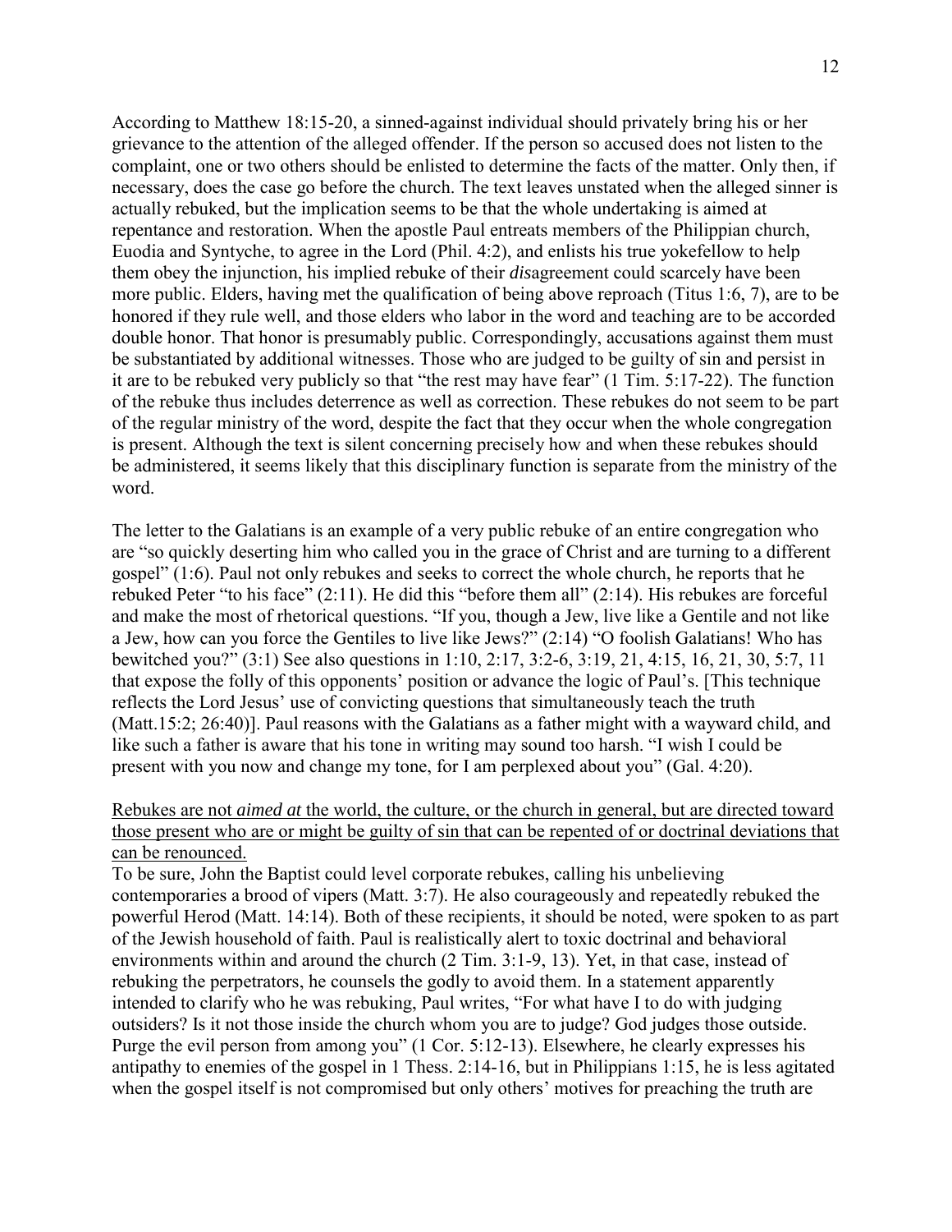According to Matthew 18:15-20, a sinned-against individual should privately bring his or her grievance to the attention of the alleged offender. If the person so accused does not listen to the complaint, one or two others should be enlisted to determine the facts of the matter. Only then, if necessary, does the case go before the church. The text leaves unstated when the alleged sinner is actually rebuked, but the implication seems to be that the whole undertaking is aimed at repentance and restoration. When the apostle Paul entreats members of the Philippian church, Euodia and Syntyche, to agree in the Lord (Phil. 4:2), and enlists his true yokefellow to help them obey the injunction, his implied rebuke of their *dis*agreement could scarcely have been more public. Elders, having met the qualification of being above reproach (Titus 1:6, 7), are to be honored if they rule well, and those elders who labor in the word and teaching are to be accorded double honor. That honor is presumably public. Correspondingly, accusations against them must be substantiated by additional witnesses. Those who are judged to be guilty of sin and persist in it are to be rebuked very publicly so that "the rest may have fear" (1 Tim. 5:17-22). The function of the rebuke thus includes deterrence as well as correction. These rebukes do not seem to be part of the regular ministry of the word, despite the fact that they occur when the whole congregation is present. Although the text is silent concerning precisely how and when these rebukes should be administered, it seems likely that this disciplinary function is separate from the ministry of the word.

The letter to the Galatians is an example of a very public rebuke of an entire congregation who are "so quickly deserting him who called you in the grace of Christ and are turning to a different gospel" (1:6). Paul not only rebukes and seeks to correct the whole church, he reports that he rebuked Peter "to his face" (2:11). He did this "before them all" (2:14). His rebukes are forceful and make the most of rhetorical questions. "If you, though a Jew, live like a Gentile and not like a Jew, how can you force the Gentiles to live like Jews?" (2:14) "O foolish Galatians! Who has bewitched you?" (3:1) See also questions in 1:10, 2:17, 3:2-6, 3:19, 21, 4:15, 16, 21, 30, 5:7, 11 that expose the folly of this opponents' position or advance the logic of Paul's. [This technique reflects the Lord Jesus' use of convicting questions that simultaneously teach the truth (Matt.15:2; 26:40)]. Paul reasons with the Galatians as a father might with a wayward child, and like such a father is aware that his tone in writing may sound too harsh. "I wish I could be present with you now and change my tone, for I am perplexed about you" (Gal. 4:20).

<u>Rebukes are not *aimed at* the world, the culture, or the church in general, but are directed toward those present who are or might be guilty of sin that can be repented of or doctrinal deviations that can be renounced.</u>

To be sure, John the Baptist could level corporate rebukes, calling his unbelieving contemporaries a brood of vipers (Matt. 3:7). He also courageously and repeatedly rebuked the powerful Herod (Matt. 14:14). Both of these recipients, it should be noted, were spoken to as part of the Jewish household of faith. Paul is realistically alert to toxic doctrinal and behavioral environments within and around the church (2 Tim. 3:1-9, 13). Yet, in that case, instead of rebuking the perpetrators, he counsels the godly to avoid them. In a statement apparently intended to clarify who he was rebuking, Paul writes, "For what have I to do with judging outsiders? Is it not those inside the church whom you are to judge? God judges those outside. Purge the evil person from among you" (1 Cor. 5:12-13). Elsewhere, he clearly expresses his antipathy to enemies of the gospel in 1 Thess. 2:14-16, but in Philippians 1:15, he is less agitated when the gospel itself is not compromised but only others' motives for preaching the truth are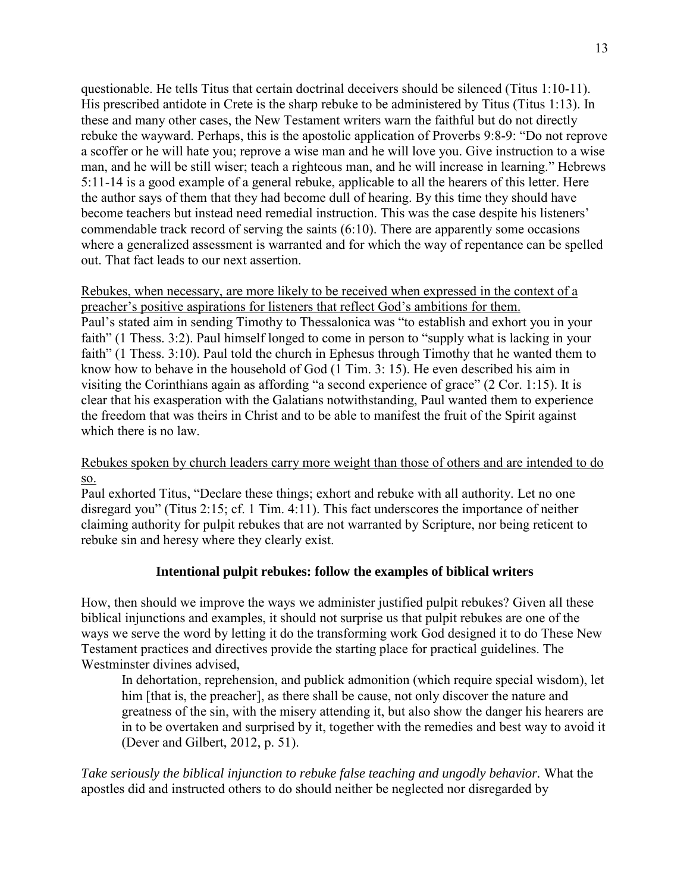questionable. He tells Titus that certain doctrinal deceivers should be silenced (Titus 1:10-11). His prescribed antidote in Crete is the sharp rebuke to be administered by Titus (Titus 1:13). In these and many other cases, the New Testament writers warn the faithful but do not directly rebuke the wayward. Perhaps, this is the apostolic application of Proverbs 9:8-9: "Do not reprove a scoffer or he will hate you; reprove a wise man and he will love you. Give instruction to a wise man, and he will be still wiser; teach a righteous man, and he will increase in learning." Hebrews 5:11-14 is a good example of a general rebuke, applicable to all the hearers of this letter. Here the author says of them that they had become dull of hearing. By this time they should have become teachers but instead need remedial instruction. This was the case despite his listeners' commendable track record of serving the saints (6:10). There are apparently some occasions where a generalized assessment is warranted and for which the way of repentance can be spelled out. That fact leads to our next assertion.

<u>Rebukes, when necessary, are more likely to be received when expressed in the context of a preacher's positive aspirations for listeners that reflect God's ambitions for them.</u>
Paul's stated aim in sending Timothy to Thessalonica was "to establish and exhort you in your faith" (1 Thess. 3:2). Paul himself longed to come in person to "supply what is lacking in your faith" (1 Thess. 3:10). Paul told the church in Ephesus through Timothy that he wanted them to know how to behave in the household of God (1 Tim. 3: 15). He even described his aim in visiting the Corinthians again as affording "a second experience of grace" (2 Cor. 1:15). It is clear that his exasperation with the Galatians notwithstanding, Paul wanted them to experience the freedom that was theirs in Christ and to be able to manifest the fruit of the Spirit against which there is no law.

<u>Rebukes spoken by church leaders carry more weight than those of others and are intended to do so.</u>
Paul exhorted Titus, "Declare these things; exhort and rebuke with all authority. Let no one disregard you" (Titus 2:15; cf. 1 Tim. 4:11). This fact underscores the importance of neither claiming authority for pulpit rebukes that are not warranted by Scripture, nor being reticent to rebuke sin and heresy where they clearly exist.

### Intentional pulpit rebukes: follow the examples of biblical writers

How, then should we improve the ways we administer justified pulpit rebukes? Given all these biblical injunctions and examples, it should not surprise us that pulpit rebukes are one of the ways we serve the word by letting it do the transforming work God designed it to do These New Testament practices and directives provide the starting place for practical guidelines. The Westminster divines advised,

> In dehortation, reprehension, and publick admonition (which require special wisdom), let him [that is, the preacher], as there shall be cause, not only discover the nature and greatness of the sin, with the misery attending it, but also show the danger his hearers are in to be overtaken and surprised by it, together with the remedies and best way to avoid it (Dever and Gilbert, 2012, p. 51).

*Take seriously the biblical injunction to rebuke false teaching and ungodly behavior.* What the apostles did and instructed others to do should neither be neglected nor disregarded by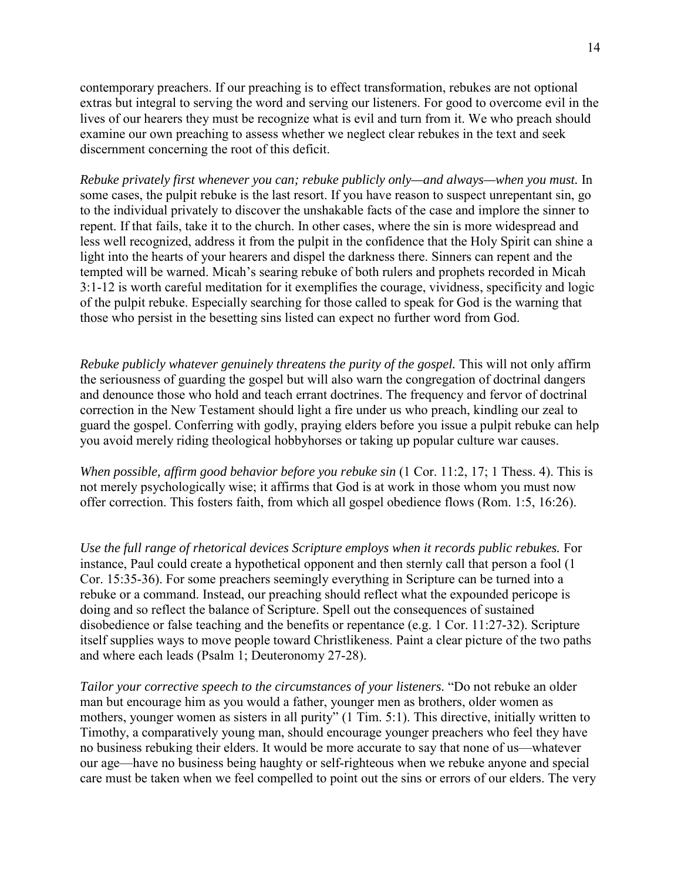contemporary preachers. If our preaching is to effect transformation, rebukes are not optional extras but integral to serving the word and serving our listeners. For good to overcome evil in the lives of our hearers they must be recognize what is evil and turn from it. We who preach should examine our own preaching to assess whether we neglect clear rebukes in the text and seek discernment concerning the root of this deficit.

*Rebuke privately first whenever you can; rebuke publicly only—and always—when you must.* In some cases, the pulpit rebuke is the last resort. If you have reason to suspect unrepentant sin, go to the individual privately to discover the unshakable facts of the case and implore the sinner to repent. If that fails, take it to the church. In other cases, where the sin is more widespread and less well recognized, address it from the pulpit in the confidence that the Holy Spirit can shine a light into the hearts of your hearers and dispel the darkness there. Sinners can repent and the tempted will be warned. Micah's searing rebuke of both rulers and prophets recorded in Micah 3:1-12 is worth careful meditation for it exemplifies the courage, vividness, specificity and logic of the pulpit rebuke. Especially searching for those called to speak for God is the warning that those who persist in the besetting sins listed can expect no further word from God.

*Rebuke publicly whatever genuinely threatens the purity of the gospel.* This will not only affirm the seriousness of guarding the gospel but will also warn the congregation of doctrinal dangers and denounce those who hold and teach errant doctrines. The frequency and fervor of doctrinal correction in the New Testament should light a fire under us who preach, kindling our zeal to guard the gospel. Conferring with godly, praying elders before you issue a pulpit rebuke can help you avoid merely riding theological hobbyhorses or taking up popular culture war causes.

*When possible, affirm good behavior before you rebuke sin* (1 Cor. 11:2, 17; 1 Thess. 4). This is not merely psychologically wise; it affirms that God is at work in those whom you must now offer correction. This fosters faith, from which all gospel obedience flows (Rom. 1:5, 16:26).

*Use the full range of rhetorical devices Scripture employs when it records public rebukes.* For instance, Paul could create a hypothetical opponent and then sternly call that person a fool (1 Cor. 15:35-36). For some preachers seemingly everything in Scripture can be turned into a rebuke or a command. Instead, our preaching should reflect what the expounded pericope is doing and so reflect the balance of Scripture. Spell out the consequences of sustained disobedience or false teaching and the benefits or repentance (e.g. 1 Cor. 11:27-32). Scripture itself supplies ways to move people toward Christlikeness. Paint a clear picture of the two paths and where each leads (Psalm 1; Deuteronomy 27-28).

*Tailor your corrective speech to the circumstances of your listeners.* "Do not rebuke an older man but encourage him as you would a father, younger men as brothers, older women as mothers, younger women as sisters in all purity" (1 Tim. 5:1). This directive, initially written to Timothy, a comparatively young man, should encourage younger preachers who feel they have no business rebuking their elders. It would be more accurate to say that none of us—whatever our age—have no business being haughty or self-righteous when we rebuke anyone and special care must be taken when we feel compelled to point out the sins or errors of our elders. The very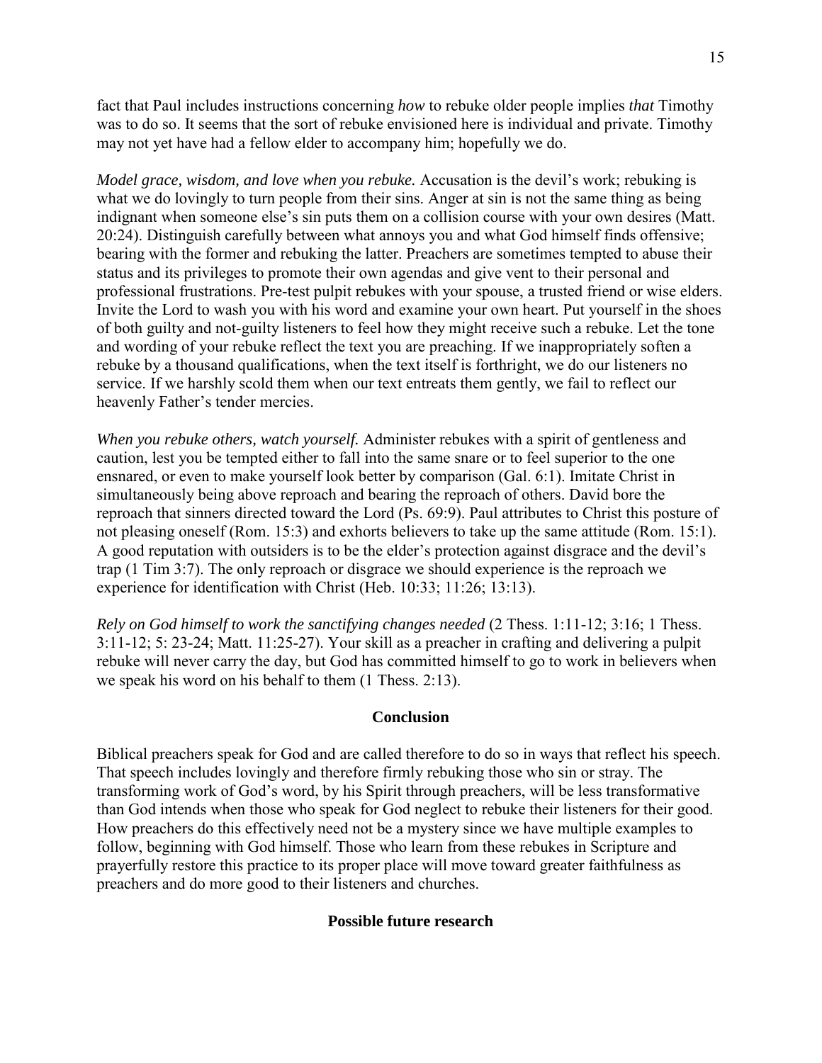fact that Paul includes instructions concerning *how* to rebuke older people implies *that* Timothy was to do so. It seems that the sort of rebuke envisioned here is individual and private. Timothy may not yet have had a fellow elder to accompany him; hopefully we do.

*Model grace, wisdom, and love when you rebuke.* Accusation is the devil's work; rebuking is what we do lovingly to turn people from their sins. Anger at sin is not the same thing as being indignant when someone else's sin puts them on a collision course with your own desires (Matt. 20:24). Distinguish carefully between what annoys you and what God himself finds offensive; bearing with the former and rebuking the latter. Preachers are sometimes tempted to abuse their status and its privileges to promote their own agendas and give vent to their personal and professional frustrations. Pre-test pulpit rebukes with your spouse, a trusted friend or wise elders. Invite the Lord to wash you with his word and examine your own heart. Put yourself in the shoes of both guilty and not-guilty listeners to feel how they might receive such a rebuke. Let the tone and wording of your rebuke reflect the text you are preaching. If we inappropriately soften a rebuke by a thousand qualifications, when the text itself is forthright, we do our listeners no service. If we harshly scold them when our text entreats them gently, we fail to reflect our heavenly Father's tender mercies.

*When you rebuke others, watch yourself.* Administer rebukes with a spirit of gentleness and caution, lest you be tempted either to fall into the same snare or to feel superior to the one ensnared, or even to make yourself look better by comparison (Gal. 6:1). Imitate Christ in simultaneously being above reproach and bearing the reproach of others. David bore the reproach that sinners directed toward the Lord (Ps. 69:9). Paul attributes to Christ this posture of not pleasing oneself (Rom. 15:3) and exhorts believers to take up the same attitude (Rom. 15:1). A good reputation with outsiders is to be the elder's protection against disgrace and the devil's trap (1 Tim 3:7). The only reproach or disgrace we should experience is the reproach we experience for identification with Christ (Heb. 10:33; 11:26; 13:13).

*Rely on God himself to work the sanctifying changes needed* (2 Thess. 1:11-12; 3:16; 1 Thess. 3:11-12; 5: 23-24; Matt. 11:25-27). Your skill as a preacher in crafting and delivering a pulpit rebuke will never carry the day, but God has committed himself to go to work in believers when we speak his word on his behalf to them (1 Thess. 2:13).

## Conclusion

Biblical preachers speak for God and are called therefore to do so in ways that reflect his speech. That speech includes lovingly and therefore firmly rebuking those who sin or stray. The transforming work of God's word, by his Spirit through preachers, will be less transformative than God intends when those who speak for God neglect to rebuke their listeners for their good. How preachers do this effectively need not be a mystery since we have multiple examples to follow, beginning with God himself. Those who learn from these rebukes in Scripture and prayerfully restore this practice to its proper place will move toward greater faithfulness as preachers and do more good to their listeners and churches.

## Possible future research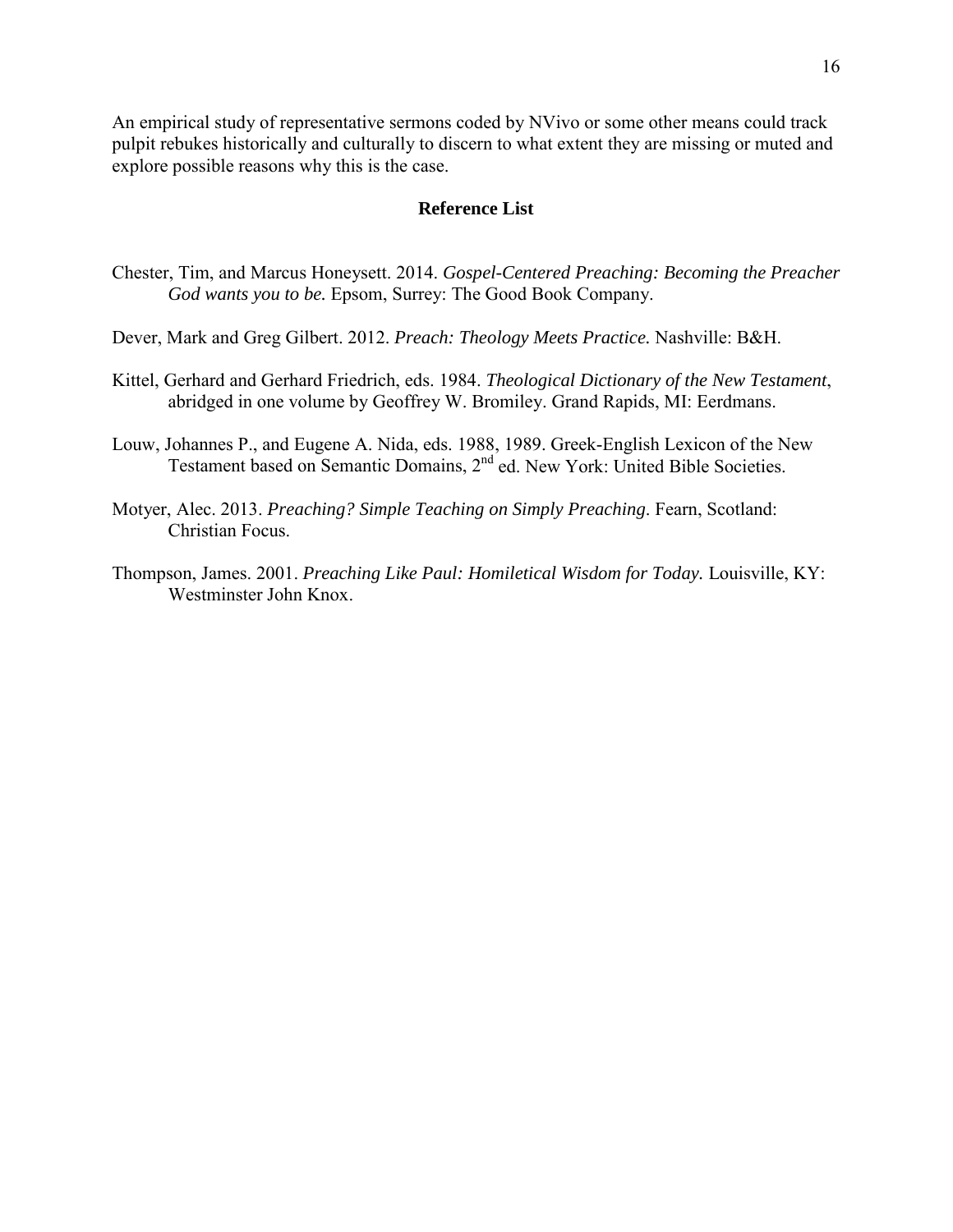An empirical study of representative sermons coded by NVivo or some other means could track pulpit rebukes historically and culturally to discern to what extent they are missing or muted and explore possible reasons why this is the case.

## Reference List

Chester, Tim, and Marcus Honeysett. 2014. *Gospel-Centered Preaching: Becoming the Preacher God wants you to be.* Epsom, Surrey: The Good Book Company.

Dever, Mark and Greg Gilbert. 2012. *Preach: Theology Meets Practice.* Nashville: B&H.

Kittel, Gerhard and Gerhard Friedrich, eds. 1984. *Theological Dictionary of the New Testament*, abridged in one volume by Geoffrey W. Bromiley. Grand Rapids, MI: Eerdmans.

Louw, Johannes P., and Eugene A. Nida, eds. 1988, 1989. Greek-English Lexicon of the New Testament based on Semantic Domains, 2nd ed. New York: United Bible Societies.

Motyer, Alec. 2013. *Preaching? Simple Teaching on Simply Preaching*. Fearn, Scotland: Christian Focus.

Thompson, James. 2001. *Preaching Like Paul: Homiletical Wisdom for Today.* Louisville, KY: Westminster John Knox.